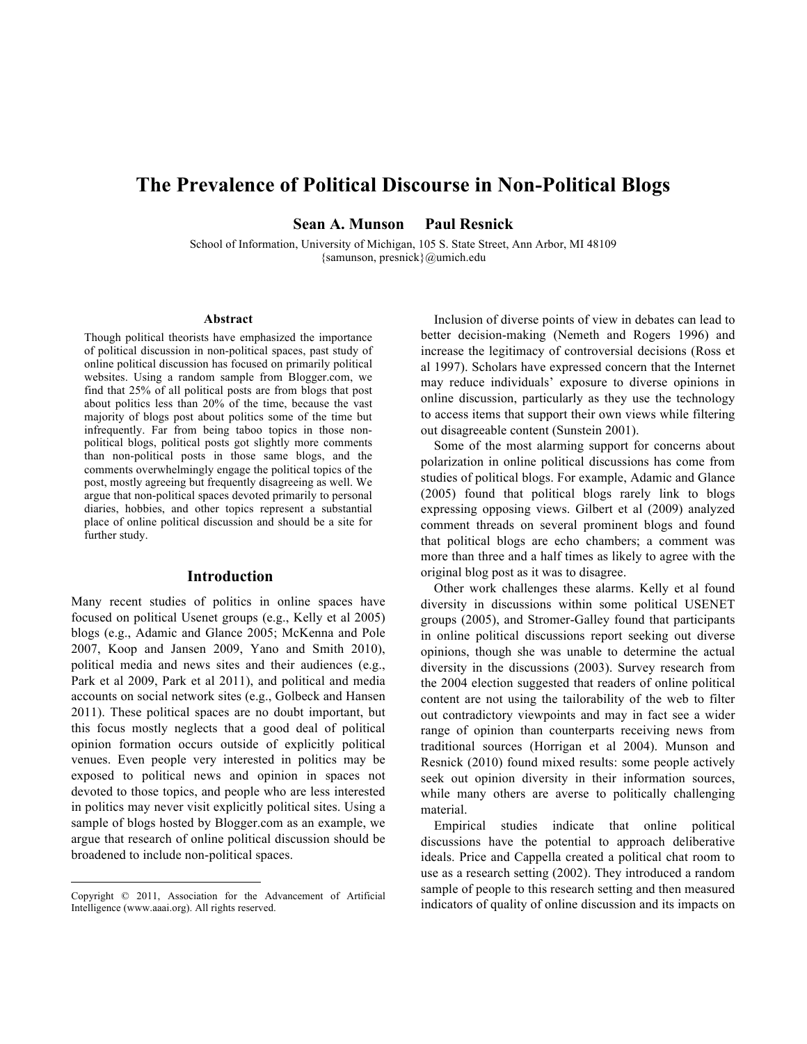# The Prevalence of Political Discourse in Non-Political Blogs

**Sean A. Munson  Paul Resnick**

School of Information, University of Michigan, 105 S. State Street, Ann Arbor, MI 48109
{samunson, presnick}@umich.edu

### Abstract

Though political theorists have emphasized the importance of political discussion in non-political spaces, past study of online political discussion has focused on primarily political websites. Using a random sample from Blogger.com, we find that 25% of all political posts are from blogs that post about politics less than 20% of the time, because the vast majority of blogs post about politics some of the time but infrequently. Far from being taboo topics in those non-political blogs, political posts got slightly more comments than non-political posts in those same blogs, and the comments overwhelmingly engage the political topics of the post, mostly agreeing but frequently disagreeing as well. We argue that non-political spaces devoted primarily to personal diaries, hobbies, and other topics represent a substantial place of online political discussion and should be a site for further study.

## Introduction

Many recent studies of politics in online spaces have focused on political Usenet groups (e.g., Kelly et al 2005) blogs (e.g., Adamic and Glance 2005; McKenna and Pole 2007, Koop and Jansen 2009, Yano and Smith 2010), political media and news sites and their audiences (e.g., Park et al 2009, Park et al 2011), and political and media accounts on social network sites (e.g., Golbeck and Hansen 2011). These political spaces are no doubt important, but this focus mostly neglects that a good deal of political opinion formation occurs outside of explicitly political venues. Even people very interested in politics may be exposed to political news and opinion in spaces not devoted to those topics, and people who are less interested in politics may never visit explicitly political sites. Using a sample of blogs hosted by Blogger.com as an example, we argue that research of online political discussion should be broadened to include non-political spaces.

Copyright © 2011, Association for the Advancement of Artificial Intelligence (www.aaai.org). All rights reserved.

Inclusion of diverse points of view in debates can lead to better decision-making (Nemeth and Rogers 1996) and increase the legitimacy of controversial decisions (Ross et al 1997). Scholars have expressed concern that the Internet may reduce individuals' exposure to diverse opinions in online discussion, particularly as they use the technology to access items that support their own views while filtering out disagreeable content (Sunstein 2001).

Some of the most alarming support for concerns about polarization in online political discussions has come from studies of political blogs. For example, Adamic and Glance (2005) found that political blogs rarely link to blogs expressing opposing views. Gilbert et al (2009) analyzed comment threads on several prominent blogs and found that political blogs are echo chambers; a comment was more than three and a half times as likely to agree with the original blog post as it was to disagree.

Other work challenges these alarms. Kelly et al found diversity in discussions within some political USENET groups (2005), and Stromer-Galley found that participants in online political discussions report seeking out diverse opinions, though she was unable to determine the actual diversity in the discussions (2003). Survey research from the 2004 election suggested that readers of online political content are not using the tailorability of the web to filter out contradictory viewpoints and may in fact see a wider range of opinion than counterparts receiving news from traditional sources (Horrigan et al 2004). Munson and Resnick (2010) found mixed results: some people actively seek out opinion diversity in their information sources, while many others are averse to politically challenging material.

Empirical studies indicate that online political discussions have the potential to approach deliberative ideals. Price and Cappella created a political chat room to use as a research setting (2002). They introduced a random sample of people to this research setting and then measured indicators of quality of online discussion and its impacts on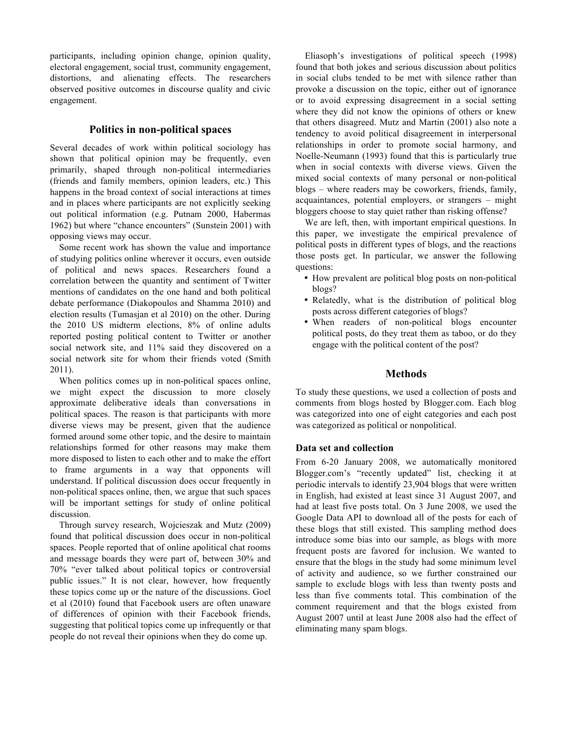participants, including opinion change, opinion quality, electoral engagement, social trust, community engagement, distortions, and alienating effects. The researchers observed positive outcomes in discourse quality and civic engagement.

## Politics in non-political spaces

Several decades of work within political sociology has shown that political opinion may be frequently, even primarily, shaped through non-political intermediaries (friends and family members, opinion leaders, etc.) This happens in the broad context of social interactions at times and in places where participants are not explicitly seeking out political information (e.g. Putnam 2000, Habermas 1962) but where "chance encounters" (Sunstein 2001) with opposing views may occur.

Some recent work has shown the value and importance of studying politics online wherever it occurs, even outside of political and news spaces. Researchers found a correlation between the quantity and sentiment of Twitter mentions of candidates on the one hand and both political debate performance (Diakopoulos and Shamma 2010) and election results (Tumasjan et al 2010) on the other. During the 2010 US midterm elections, 8% of online adults reported posting political content to Twitter or another social network site, and 11% said they discovered on a social network site for whom their friends voted (Smith 2011).

When politics comes up in non-political spaces online, we might expect the discussion to more closely approximate deliberative ideals than conversations in political spaces. The reason is that participants with more diverse views may be present, given that the audience formed around some other topic, and the desire to maintain relationships formed for other reasons may make them more disposed to listen to each other and to make the effort to frame arguments in a way that opponents will understand. If political discussion does occur in non-political spaces online, then, we argue that such spaces will be important settings for study of online political discussion.

Through survey research, Wojcieszak and Mutz (2009) found that political discussion does occur frequently in non-political spaces. People reported that of online apolitical chat rooms and message boards they were part of, between 30% and 70% "ever talked about political topics or controversial public issues." It is not clear, however, how frequently these topics come up or the nature of the discussions. Goel et al (2010) found that Facebook users are often unaware of differences of opinion with their Facebook friends, suggesting that political topics come up infrequently or that people do not reveal their opinions when they do come up.

Eliasoph's investigations of political speech (1998) found that both jokes and serious discussion about politics in social clubs tended to be met with silence rather than provoke a discussion on the topic, either out of ignorance or to avoid expressing disagreement in a social setting where they did not know the opinions of others or knew that others disagreed. Mutz and Martin (2001) also note a tendency to avoid political disagreement in interpersonal relationships in order to promote social harmony, and Noelle-Neumann (1993) found that this is particularly true when in social contexts with diverse views. Given the mixed social contexts of many personal or non-political blogs – where readers may be coworkers, friends, family, acquaintances, potential employers, or strangers – might bloggers choose to stay quiet rather than risking offense?

We are left, then, with important empirical questions. In this paper, we investigate the empirical prevalence of political posts in different types of blogs, and the reactions those posts get. In particular, we answer the following questions:

- How prevalent are political blog posts on non-political blogs?
- Relatedly, what is the distribution of political blog posts across different categories of blogs?
- When readers of non-political blogs encounter political posts, do they treat them as taboo, or do they engage with the political content of the post?

## Methods

To study these questions, we used a collection of posts and comments from blogs hosted by Blogger.com. Each blog was categorized into one of eight categories and each post was categorized as political or nonpolitical.

### Data set and collection

From 6-20 January 2008, we automatically monitored Blogger.com's "recently updated" list, checking it at periodic intervals to identify 23,904 blogs that were written in English, had existed at least since 31 August 2007, and had at least five posts total. On 3 June 2008, we used the Google Data API to download all of the posts for each of these blogs that still existed. This sampling method does introduce some bias into our sample, as blogs with more frequent posts are favored for inclusion. We wanted to ensure that the blogs in the study had some minimum level of activity and audience, so we further constrained our sample to exclude blogs with less than twenty posts and less than five comments total. This combination of the comment requirement and that the blogs existed from August 2007 until at least June 2008 also had the effect of eliminating many spam blogs.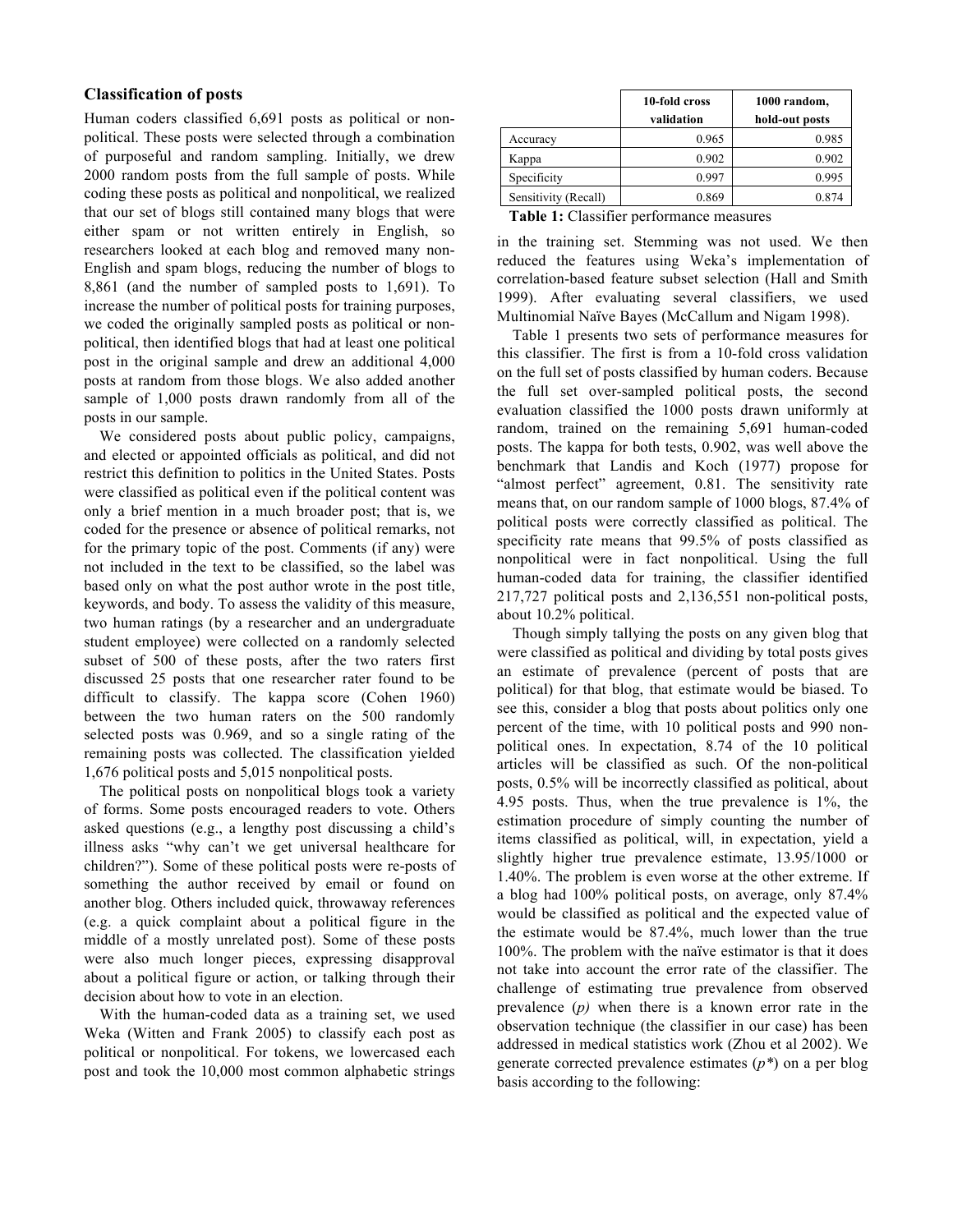### Classification of posts

Human coders classified 6,691 posts as political or non-political. These posts were selected through a combination of purposeful and random sampling. Initially, we drew 2000 random posts from the full sample of posts. While coding these posts as political and nonpolitical, we realized that our set of blogs still contained many blogs that were either spam or not written entirely in English, so researchers looked at each blog and removed many non-English and spam blogs, reducing the number of blogs to 8,861 (and the number of sampled posts to 1,691). To increase the number of political posts for training purposes, we coded the originally sampled posts as political or non-political, then identified blogs that had at least one political post in the original sample and drew an additional 4,000 posts at random from those blogs. We also added another sample of 1,000 posts drawn randomly from all of the posts in our sample.

We considered posts about public policy, campaigns, and elected or appointed officials as political, and did not restrict this definition to politics in the United States. Posts were classified as political even if the political content was only a brief mention in a much broader post; that is, we coded for the presence or absence of political remarks, not for the primary topic of the post. Comments (if any) were not included in the text to be classified, so the label was based only on what the post author wrote in the post title, keywords, and body. To assess the validity of this measure, two human ratings (by a researcher and an undergraduate student employee) were collected on a randomly selected subset of 500 of these posts, after the two raters first discussed 25 posts that one researcher rater found to be difficult to classify. The kappa score (Cohen 1960) between the two human raters on the 500 randomly selected posts was 0.969, and so a single rating of the remaining posts was collected. The classification yielded 1,676 political posts and 5,015 nonpolitical posts.

The political posts on nonpolitical blogs took a variety of forms. Some posts encouraged readers to vote. Others asked questions (e.g., a lengthy post discussing a child's illness asks "why can't we get universal healthcare for children?"). Some of these political posts were re-posts of something the author received by email or found on another blog. Others included quick, throwaway references (e.g. a quick complaint about a political figure in the middle of a mostly unrelated post). Some of these posts were also much longer pieces, expressing disapproval about a political figure or action, or talking through their decision about how to vote in an election.

With the human-coded data as a training set, we used Weka (Witten and Frank 2005) to classify each post as political or nonpolitical. For tokens, we lowercased each post and took the 10,000 most common alphabetic strings in the training set. Stemming was not used. We then reduced the features using Weka's implementation of correlation-based feature subset selection (Hall and Smith 1999). After evaluating several classifiers, we used Multinomial Naïve Bayes (McCallum and Nigam 1998).

| | 10-fold cross validation | 1000 random, hold-out posts |
|---|---|---|
| Accuracy | 0.965 | 0.985 |
| Kappa | 0.902 | 0.902 |
| Specificity | 0.997 | 0.995 |
| Sensitivity (Recall) | 0.869 | 0.874 |

**Table 1:** Classifier performance measures

Table 1 presents two sets of performance measures for this classifier. The first is from a 10-fold cross validation on the full set of posts classified by human coders. Because the full set over-sampled political posts, the second evaluation classified the 1000 posts drawn uniformly at random, trained on the remaining 5,691 human-coded posts. The kappa for both tests, 0.902, was well above the benchmark that Landis and Koch (1977) propose for "almost perfect" agreement, 0.81. The sensitivity rate means that, on our random sample of 1000 blogs, 87.4% of political posts were correctly classified as political. The specificity rate means that 99.5% of posts classified as nonpolitical were in fact nonpolitical. Using the full human-coded data for training, the classifier identified 217,727 political posts and 2,136,551 non-political posts, about 10.2% political.

Though simply tallying the posts on any given blog that were classified as political and dividing by total posts gives an estimate of prevalence (percent of posts that are political) for that blog, that estimate would be biased. To see this, consider a blog that posts about politics only one percent of the time, with 10 political posts and 990 non-political ones. In expectation, 8.74 of the 10 political articles will be classified as such. Of the non-political posts, 0.5% will be incorrectly classified as political, about 4.95 posts. Thus, when the true prevalence is 1%, the estimation procedure of simply counting the number of items classified as political, will, in expectation, yield a slightly higher true prevalence estimate, 13.95/1000 or 1.40%. The problem is even worse at the other extreme. If a blog had 100% political posts, on average, only 87.4% would be classified as political and the expected value of the estimate would be 87.4%, much lower than the true 100%. The problem with the naïve estimator is that it does not take into account the error rate of the classifier. The challenge of estimating true prevalence from observed prevalence ($p$) when there is a known error rate in the observation technique (the classifier in our case) has been addressed in medical statistics work (Zhou et al 2002). We generate corrected prevalence estimates ($p^*$) on a per blog basis according to the following: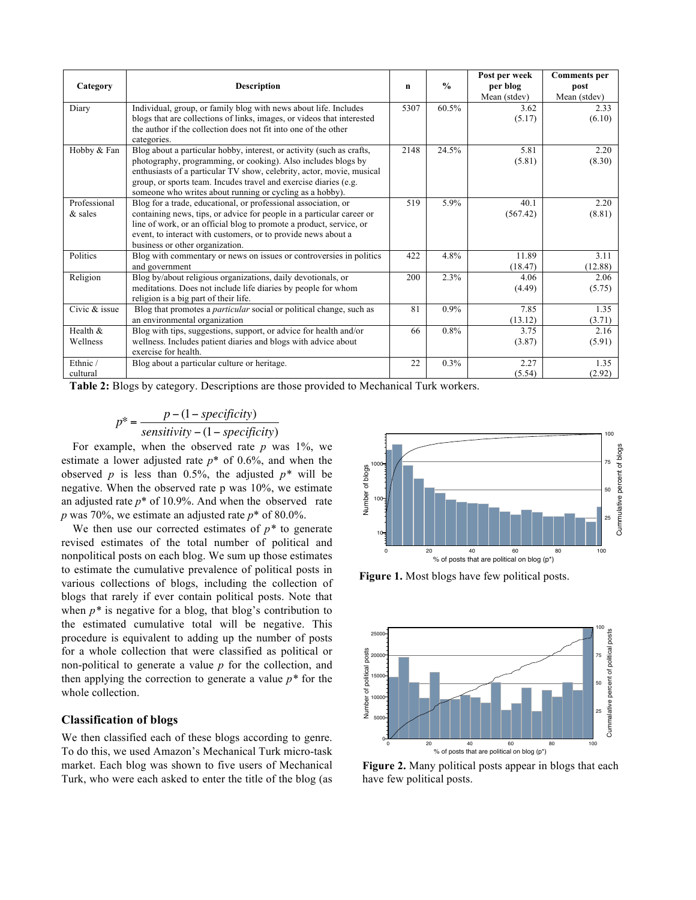| Category | Description | n | % | Post per week per blog Mean (stdev) | Comments per post Mean (stdev) |
|---|---|---|---|---|---|
| Diary | Individual, group, or family blog with news about life. Includes blogs that are collections of links, images, or videos that interested the author if the collection does not fit into one of the other categories. | 5307 | 60.5% | 3.62 (5.17) | 2.33 (6.10) |
| Hobby & Fan | Blog about a particular hobby, interest, or activity (such as crafts, photography, programming, or cooking). Also includes blogs by enthusiasts of a particular TV show, celebrity, actor, movie, musical group, or sports team. Incudes travel and exercise diaries (e.g. someone who writes about running or cycling as a hobby). | 2148 | 24.5% | 5.81 (5.81) | 2.20 (8.30) |
| Professional & sales | Blog for a trade, educational, or professional association, or containing news, tips, or advice for people in a particular career or line of work, or an official blog to promote a product, service, or event, to interact with customers, or to provide news about a business or other organization. | 519 | 5.9% | 40.1 (567.42) | 2.20 (8.81) |
| Politics | Blog with commentary or news on issues or controversies in politics and government | 422 | 4.8% | 11.89 (18.47) | 3.11 (12.88) |
| Religion | Blog by/about religious organizations, daily devotionals, or meditations. Does not include life diaries by people for whom religion is a big part of their life. | 200 | 2.3% | 4.06 (4.49) | 2.06 (5.75) |
| Civic & issue | Blog that promotes a *particular* social or political change, such as an environmental organization | 81 | 0.9% | 7.85 (13.12) | 1.35 (3.71) |
| Health & Wellness | Blog with tips, suggestions, support, or advice for health and/or wellness. Includes patient diaries and blogs with advice about exercise for health. | 66 | 0.8% | 3.75 (3.87) | 2.16 (5.91) |
| Ethnic / cultural | Blog about a particular culture or heritage. | 22 | 0.3% | 2.27 (5.54) | 1.35 (2.92) |

**Table 2:** Blogs by category. Descriptions are those provided to Mechanical Turk workers.

$$p^* = \frac{p - (1 - specificity)}{sensitivity - (1 - specificity)}$$

For example, when the observed rate $p$ was 1%, we estimate a lower adjusted rate $p^*$ of 0.6%, and when the observed $p$ is less than 0.5%, the adjusted $p^*$ will be negative. When the observed rate p was 10%, we estimate an adjusted rate $p^*$ of 10.9%. And when the observed rate $p$ was 70%, we estimate an adjusted rate $p^*$ of 80.0%.

We then use our corrected estimates of $p^*$ to generate revised estimates of the total number of political and nonpolitical posts on each blog. We sum up those estimates to estimate the cumulative prevalence of political posts in various collections of blogs, including the collection of blogs that rarely if ever contain political posts. Note that when $p^*$ is negative for a blog, that blog's contribution to the estimated cumulative total will be negative. This procedure is equivalent to adding up the number of posts for a whole collection that were classified as political or non-political to generate a value $p$ for the collection, and then applying the correction to generate a value $p^*$ for the whole collection.

**Figure 1.** Most blogs have few political posts.

**Figure 2.** Many political posts appear in blogs that each have few political posts.

## Classification of blogs

We then classified each of these blogs according to genre. To do this, we used Amazon's Mechanical Turk micro-task market. Each blog was shown to five users of Mechanical Turk, who were each asked to enter the title of the blog (as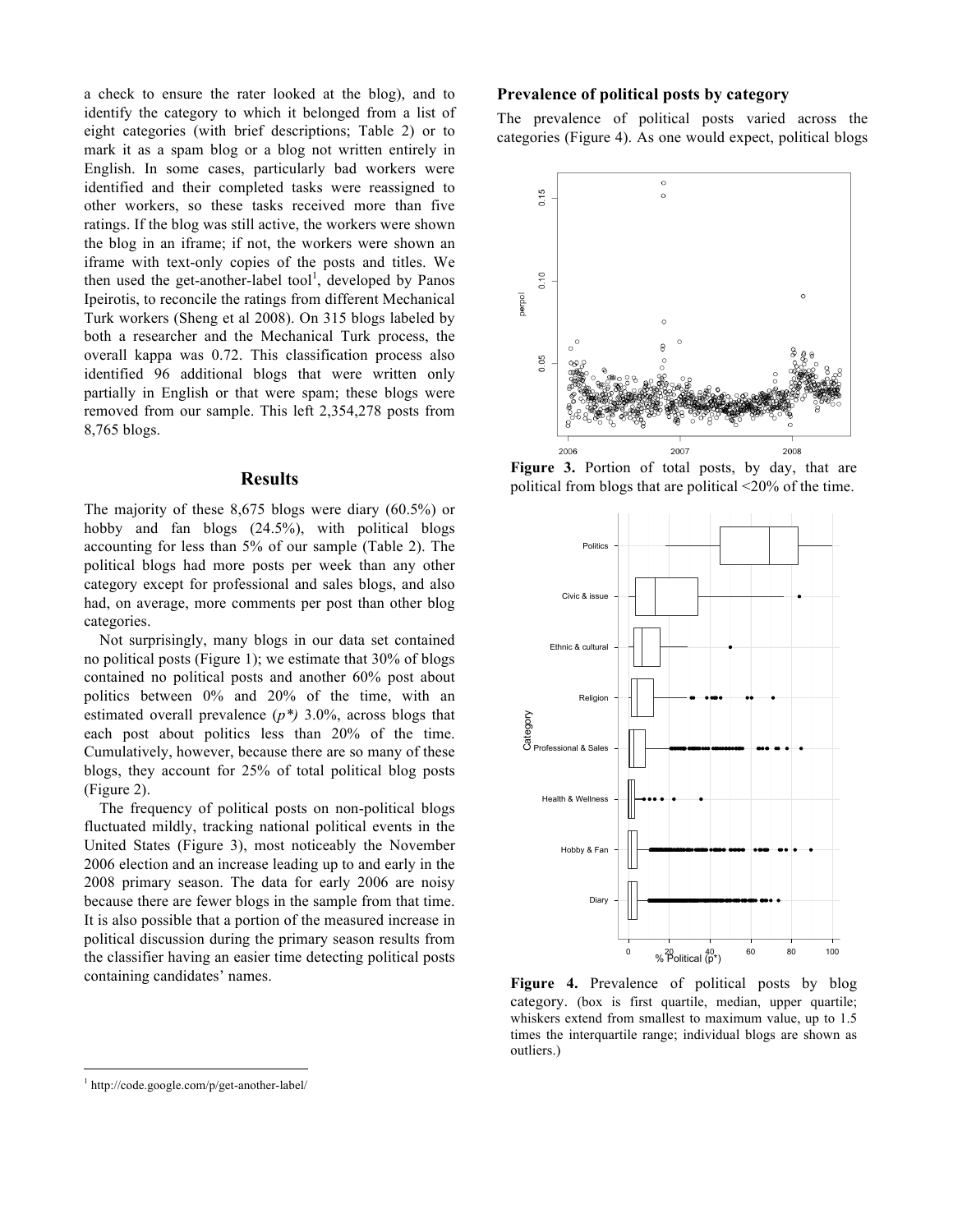a check to ensure the rater looked at the blog), and to identify the category to which it belonged from a list of eight categories (with brief descriptions; Table 2) or to mark it as a spam blog or a blog not written entirely in English. In some cases, particularly bad workers were identified and their completed tasks were reassigned to other workers, so these tasks received more than five ratings. If the blog was still active, the workers were shown the blog in an iframe; if not, the workers were shown an iframe with text-only copies of the posts and titles. We then used the get-another-label tool[1], developed by Panos Ipeirotis, to reconcile the ratings from different Mechanical Turk workers (Sheng et al 2008). On 315 blogs labeled by both a researcher and the Mechanical Turk process, the overall kappa was 0.72. This classification process also identified 96 additional blogs that were written only partially in English or that were spam; these blogs were removed from our sample. This left 2,354,278 posts from 8,765 blogs.

## Results

The majority of these 8,675 blogs were diary (60.5%) or hobby and fan blogs (24.5%), with political blogs accounting for less than 5% of our sample (Table 2). The political blogs had more posts per week than any other category except for professional and sales blogs, and also had, on average, more comments per post than other blog categories.

Not surprisingly, many blogs in our data set contained no political posts (Figure 1); we estimate that 30% of blogs contained no political posts and another 60% post about politics between 0% and 20% of the time, with an estimated overall prevalence (*p\**) 3.0%, across blogs that each post about politics less than 20% of the time. Cumulatively, however, because there are so many of these blogs, they account for 25% of total political blog posts (Figure 2).

The frequency of political posts on non-political blogs fluctuated mildly, tracking national political events in the United States (Figure 3), most noticeably the November 2006 election and an increase leading up to and early in the 2008 primary season. The data for early 2006 are noisy because there are fewer blogs in the sample from that time. It is also possible that a portion of the measured increase in political discussion during the primary season results from the classifier having an easier time detecting political posts containing candidates' names.

### Prevalence of political posts by category

The prevalence of political posts varied across the categories (Figure 4). As one would expect, political blogs

**Figure 3.** Portion of total posts, by day, that are political from blogs that are political <20% of the time.

**Figure 4.** Prevalence of political posts by blog category. (box is first quartile, median, upper quartile; whiskers extend from smallest to maximum value, up to 1.5 times the interquartile range; individual blogs are shown as outliers.)

[1] http://code.google.com/p/get-another-label/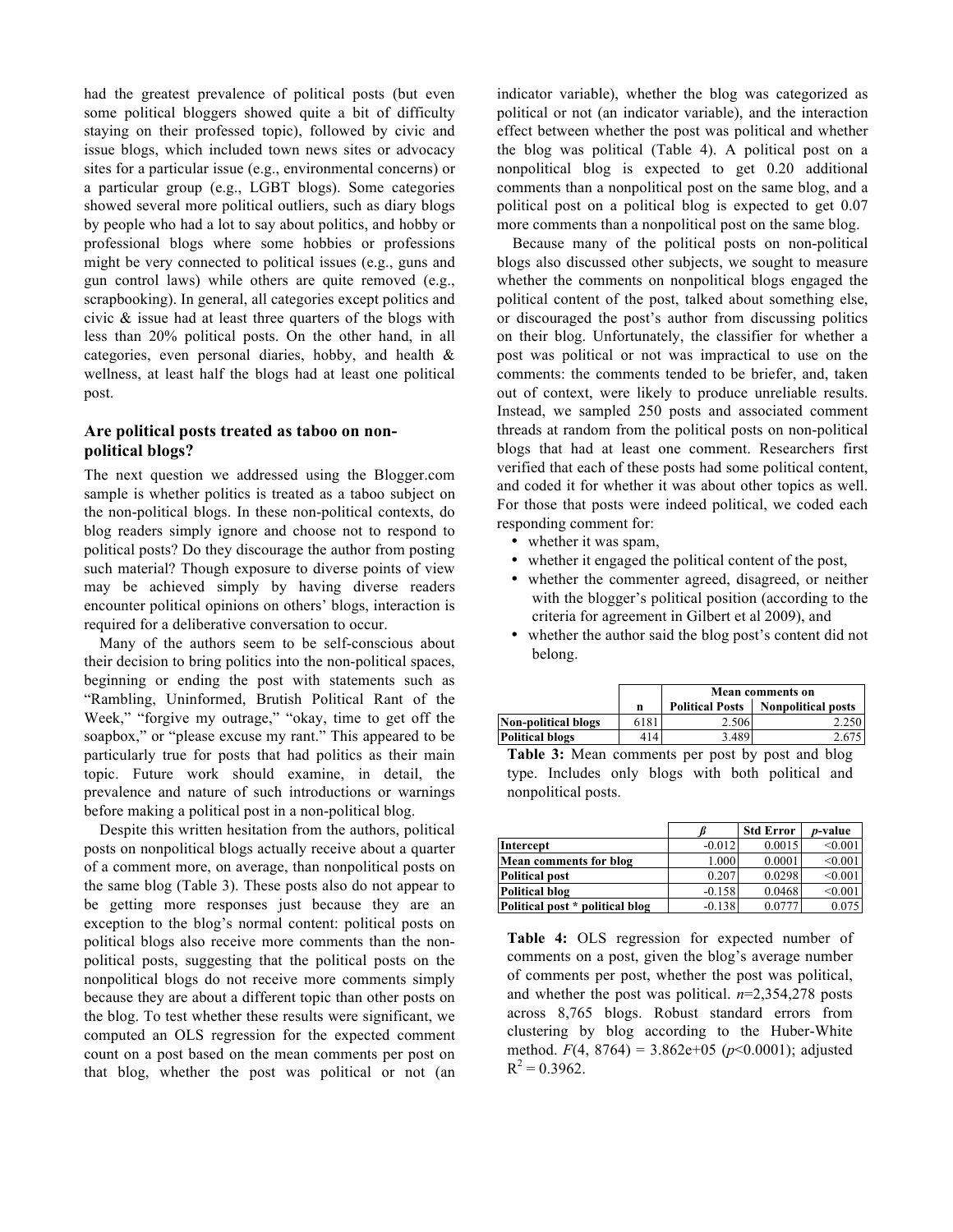had the greatest prevalence of political posts (but even some political bloggers showed quite a bit of difficulty staying on their professed topic), followed by civic and issue blogs, which included town news sites or advocacy sites for a particular issue (e.g., environmental concerns) or a particular group (e.g., LGBT blogs). Some categories showed several more political outliers, such as diary blogs by people who had a lot to say about politics, and hobby or professional blogs where some hobbies or professions might be very connected to political issues (e.g., guns and gun control laws) while others are quite removed (e.g., scrapbooking). In general, all categories except politics and civic & issue had at least three quarters of the blogs with less than 20% political posts. On the other hand, in all categories, even personal diaries, hobby, and health & wellness, at least half the blogs had at least one political post.

### Are political posts treated as taboo on non-political blogs?

The next question we addressed using the Blogger.com sample is whether politics is treated as a taboo subject on the non-political blogs. In these non-political contexts, do blog readers simply ignore and choose not to respond to political posts? Do they discourage the author from posting such material? Though exposure to diverse points of view may be achieved simply by having diverse readers encounter political opinions on others' blogs, interaction is required for a deliberative conversation to occur.

Many of the authors seem to be self-conscious about their decision to bring politics into the non-political spaces, beginning or ending the post with statements such as "Rambling, Uninformed, Brutish Political Rant of the Week," "forgive my outrage," "okay, time to get off the soapbox," or "please excuse my rant." This appeared to be particularly true for posts that had politics as their main topic. Future work should examine, in detail, the prevalence and nature of such introductions or warnings before making a political post in a non-political blog.

Despite this written hesitation from the authors, political posts on nonpolitical blogs actually receive about a quarter of a comment more, on average, than nonpolitical posts on the same blog (Table 3). These posts also do not appear to be getting more responses just because they are an exception to the blog's normal content: political posts on political blogs also receive more comments than the non-political posts, suggesting that the political posts on the nonpolitical blogs do not receive more comments simply because they are about a different topic than other posts on the blog. To test whether these results were significant, we computed an OLS regression for the expected comment count on a post based on the mean comments per post on that blog, whether the post was political or not (an indicator variable), whether the blog was categorized as political or not (an indicator variable), and the interaction effect between whether the post was political and whether the blog was political (Table 4). A political post on a nonpolitical blog is expected to get 0.20 additional comments than a nonpolitical post on the same blog, and a political post on a political blog is expected to get 0.07 more comments than a nonpolitical post on the same blog.

Because many of the political posts on non-political blogs also discussed other subjects, we sought to measure whether the comments on nonpolitical blogs engaged the political content of the post, talked about something else, or discouraged the post's author from discussing politics on their blog. Unfortunately, the classifier for whether a post was political or not was impractical to use on the comments: the comments tended to be briefer, and, taken out of context, were likely to produce unreliable results. Instead, we sampled 250 posts and associated comment threads at random from the political posts on non-political blogs that had at least one comment. Researchers first verified that each of these posts had some political content, and coded it for whether it was about other topics as well. For those that posts were indeed political, we coded each responding comment for:

- whether it was spam,
- whether it engaged the political content of the post,
- whether the commenter agreed, disagreed, or neither with the blogger's political position (according to the criteria for agreement in Gilbert et al 2009), and
- whether the author said the blog post's content did not belong.

| | | Mean comments on | |
|---|---|---|---|
| | **n** | **Political Posts** | **Nonpolitical posts** |
| **Non-political blogs** | 6181 | 2.506 | 2.250 |
| **Political blogs** | 414 | 3.489 | 2.675 |

**Table 3:** Mean comments per post by post and blog type. Includes only blogs with both political and nonpolitical posts.

| | ***ß*** | **Std Error** | ***p*-value** |
|---|---|---|---|
| **Intercept** | -0.012 | 0.0015 | <0.001 |
| **Mean comments for blog** | 1.000 | 0.0001 | <0.001 |
| **Political post** | 0.207 | 0.0298 | <0.001 |
| **Political blog** | -0.158 | 0.0468 | <0.001 |
| **Political post * political blog** | -0.138 | 0.0777 | 0.075 |

**Table 4:** OLS regression for expected number of comments on a post, given the blog's average number of comments per post, whether the post was political, and whether the post was political. $n$=2,354,278 posts across 8,765 blogs. Robust standard errors from clustering by blog according to the Huber-White method. $F(4, 8764) = 3.862e{+}05$ ($p<0.0001$); adjusted $R^2 = 0.3962$.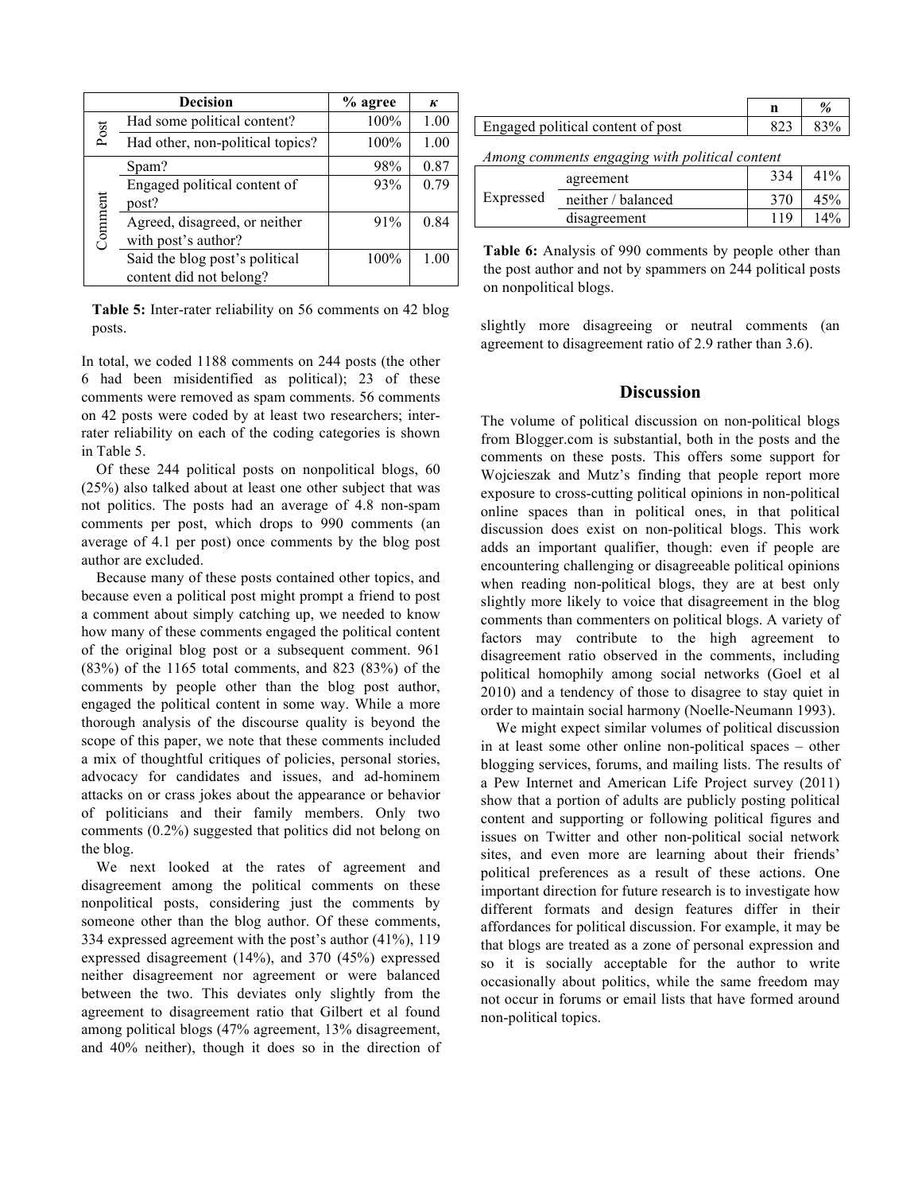| | Decision | % agree | κ |
|---|---|---|---|
| Post | Had some political content? | 100% | 1.00 |
| | Had other, non-political topics? | 100% | 1.00 |
| Comment | Spam? | 98% | 0.87 |
| | Engaged political content of post? | 93% | 0.79 |
| | Agreed, disagreed, or neither with post's author? | 91% | 0.84 |
| | Said the blog post's political content did not belong? | 100% | 1.00 |

**Table 5:** Inter-rater reliability on 56 comments on 42 blog posts.

In total, we coded 1188 comments on 244 posts (the other 6 had been misidentified as political); 23 of these comments were removed as spam comments. 56 comments on 42 posts were coded by at least two researchers; inter-rater reliability on each of the coding categories is shown in Table 5.

Of these 244 political posts on nonpolitical blogs, 60 (25%) also talked about at least one other subject that was not politics. The posts had an average of 4.8 non-spam comments per post, which drops to 990 comments (an average of 4.1 per post) once comments by the blog post author are excluded.

Because many of these posts contained other topics, and because even a political post might prompt a friend to post a comment about simply catching up, we needed to know how many of these comments engaged the political content of the original blog post or a subsequent comment. 961 (83%) of the 1165 total comments, and 823 (83%) of the comments by people other than the blog post author, engaged the political content in some way. While a more thorough analysis of the discourse quality is beyond the scope of this paper, we note that these comments included a mix of thoughtful critiques of policies, personal stories, advocacy for candidates and issues, and ad-hominem attacks on or crass jokes about the appearance or behavior of politicians and their family members. Only two comments (0.2%) suggested that politics did not belong on the blog.

We next looked at the rates of agreement and disagreement among the political comments on these nonpolitical posts, considering just the comments by someone other than the blog author. Of these comments, 334 expressed agreement with the post's author (41%), 119 expressed disagreement (14%), and 370 (45%) expressed neither disagreement nor agreement or were balanced between the two. This deviates only slightly from the agreement to disagreement ratio that Gilbert et al found among political blogs (47% agreement, 13% disagreement, and 40% neither), though it does so in the direction of slightly more disagreeing or neutral comments (an agreement to disagreement ratio of 2.9 rather than 3.6).

| | | n | % |
|---|---|---|---|
| Engaged political content of post | | 823 | 83% |
| *Among comments engaging with political content* | | | |
| Expressed | agreement | 334 | 41% |
| | neither / balanced | 370 | 45% |
| | disagreement | 119 | 14% |

**Table 6:** Analysis of 990 comments by people other than the post author and not by spammers on 244 political posts on nonpolitical blogs.

## Discussion

The volume of political discussion on non-political blogs from Blogger.com is substantial, both in the posts and the comments on these posts. This offers some support for Wojcieszak and Mutz's finding that people report more exposure to cross-cutting political opinions in non-political online spaces than in political ones, in that political discussion does exist on non-political blogs. This work adds an important qualifier, though: even if people are encountering challenging or disagreeable political opinions when reading non-political blogs, they are at best only slightly more likely to voice that disagreement in the blog comments than commenters on political blogs. A variety of factors may contribute to the high agreement to disagreement ratio observed in the comments, including political homophily among social networks (Goel et al 2010) and a tendency of those to disagree to stay quiet in order to maintain social harmony (Noelle-Neumann 1993).

We might expect similar volumes of political discussion in at least some other online non-political spaces – other blogging services, forums, and mailing lists. The results of a Pew Internet and American Life Project survey (2011) show that a portion of adults are publicly posting political content and supporting or following political figures and issues on Twitter and other non-political social network sites, and even more are learning about their friends' political preferences as a result of these actions. One important direction for future research is to investigate how different formats and design features differ in their affordances for political discussion. For example, it may be that blogs are treated as a zone of personal expression and so it is socially acceptable for the author to write occasionally about politics, while the same freedom may not occur in forums or email lists that have formed around non-political topics.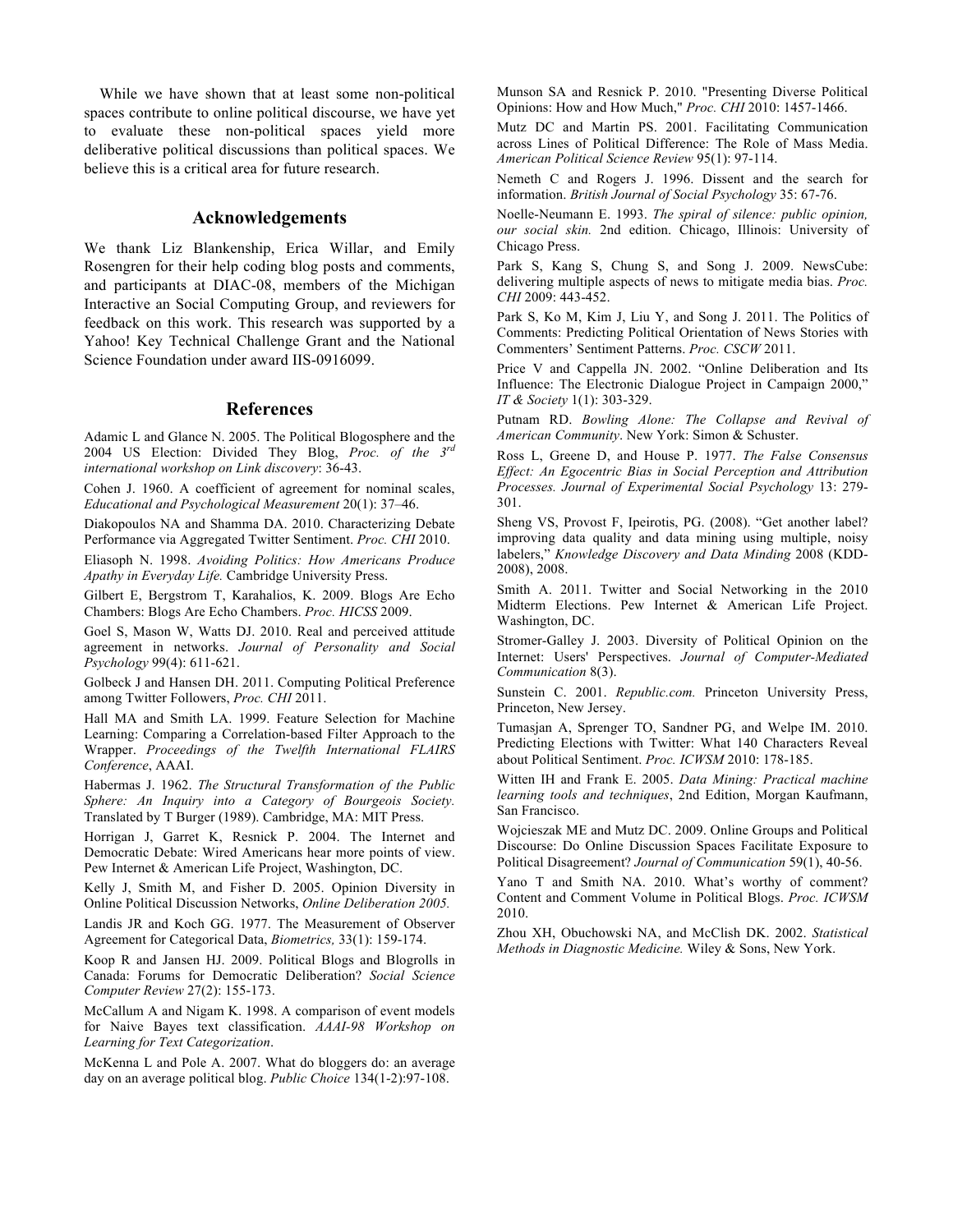While we have shown that at least some non-political spaces contribute to online political discourse, we have yet to evaluate these non-political spaces yield more deliberative political discussions than political spaces. We believe this is a critical area for future research.

## Acknowledgements

We thank Liz Blankenship, Erica Willar, and Emily Rosengren for their help coding blog posts and comments, and participants at DIAC-08, members of the Michigan Interactive an Social Computing Group, and reviewers for feedback on this work. This research was supported by a Yahoo! Key Technical Challenge Grant and the National Science Foundation under award IIS-0916099.

## References

Adamic L and Glance N. 2005. The Political Blogosphere and the 2004 US Election: Divided They Blog, *Proc. of the 3rd international workshop on Link discovery*: 36-43.

Cohen J. 1960. A coefficient of agreement for nominal scales, *Educational and Psychological Measurement* 20(1): 37–46.

Diakopoulos NA and Shamma DA. 2010. Characterizing Debate Performance via Aggregated Twitter Sentiment. *Proc. CHI* 2010.

Eliasoph N. 1998. *Avoiding Politics: How Americans Produce Apathy in Everyday Life.* Cambridge University Press.

Gilbert E, Bergstrom T, Karahalios, K. 2009. Blogs Are Echo Chambers: Blogs Are Echo Chambers. *Proc. HICSS* 2009.

Goel S, Mason W, Watts DJ. 2010. Real and perceived attitude agreement in networks. *Journal of Personality and Social Psychology* 99(4): 611-621.

Golbeck J and Hansen DH. 2011. Computing Political Preference among Twitter Followers, *Proc. CHI* 2011.

Hall MA and Smith LA. 1999. Feature Selection for Machine Learning: Comparing a Correlation-based Filter Approach to the Wrapper. *Proceedings of the Twelfth International FLAIRS Conference*, AAAI.

Habermas J. 1962. *The Structural Transformation of the Public Sphere: An Inquiry into a Category of Bourgeois Society.* Translated by T Burger (1989). Cambridge, MA: MIT Press.

Horrigan J, Garret K, Resnick P. 2004. The Internet and Democratic Debate: Wired Americans hear more points of view. Pew Internet & American Life Project, Washington, DC.

Kelly J, Smith M, and Fisher D. 2005. Opinion Diversity in Online Political Discussion Networks, *Online Deliberation 2005.*

Landis JR and Koch GG. 1977. The Measurement of Observer Agreement for Categorical Data, *Biometrics,* 33(1): 159-174.

Koop R and Jansen HJ. 2009. Political Blogs and Blogrolls in Canada: Forums for Democratic Deliberation? *Social Science Computer Review* 27(2): 155-173.

McCallum A and Nigam K. 1998. A comparison of event models for Naive Bayes text classification. *AAAI-98 Workshop on Learning for Text Categorization*.

McKenna L and Pole A. 2007. What do bloggers do: an average day on an average political blog. *Public Choice* 134(1-2):97-108.

Munson SA and Resnick P. 2010. "Presenting Diverse Political Opinions: How and How Much," *Proc. CHI* 2010: 1457-1466.

Mutz DC and Martin PS. 2001. Facilitating Communication across Lines of Political Difference: The Role of Mass Media. *American Political Science Review* 95(1): 97-114.

Nemeth C and Rogers J. 1996. Dissent and the search for information. *British Journal of Social Psychology* 35: 67-76.

Noelle-Neumann E. 1993. *The spiral of silence: public opinion, our social skin.* 2nd edition. Chicago, Illinois: University of Chicago Press.

Park S, Kang S, Chung S, and Song J. 2009. NewsCube: delivering multiple aspects of news to mitigate media bias. *Proc. CHI* 2009: 443-452.

Park S, Ko M, Kim J, Liu Y, and Song J. 2011. The Politics of Comments: Predicting Political Orientation of News Stories with Commenters' Sentiment Patterns. *Proc. CSCW* 2011.

Price V and Cappella JN. 2002. "Online Deliberation and Its Influence: The Electronic Dialogue Project in Campaign 2000," *IT & Society* 1(1): 303-329.

Putnam RD. *Bowling Alone: The Collapse and Revival of American Community*. New York: Simon & Schuster.

Ross L, Greene D, and House P. 1977. *The False Consensus Effect: An Egocentric Bias in Social Perception and Attribution Processes. Journal of Experimental Social Psychology* 13: 279-301.

Sheng VS, Provost F, Ipeirotis, PG. (2008). "Get another label? improving data quality and data mining using multiple, noisy labelers," *Knowledge Discovery and Data Minding* 2008 (KDD-2008), 2008.

Smith A. 2011. Twitter and Social Networking in the 2010 Midterm Elections. Pew Internet & American Life Project. Washington, DC.

Stromer-Galley J. 2003. Diversity of Political Opinion on the Internet: Users' Perspectives. *Journal of Computer-Mediated Communication* 8(3).

Sunstein C. 2001. *Republic.com.* Princeton University Press, Princeton, New Jersey.

Tumasjan A, Sprenger TO, Sandner PG, and Welpe IM. 2010. Predicting Elections with Twitter: What 140 Characters Reveal about Political Sentiment. *Proc. ICWSM* 2010: 178-185.

Witten IH and Frank E. 2005. *Data Mining: Practical machine learning tools and techniques*, 2nd Edition, Morgan Kaufmann, San Francisco.

Wojcieszak ME and Mutz DC. 2009. Online Groups and Political Discourse: Do Online Discussion Spaces Facilitate Exposure to Political Disagreement? *Journal of Communication* 59(1), 40-56.

Yano T and Smith NA. 2010. What's worthy of comment? Content and Comment Volume in Political Blogs. *Proc. ICWSM* 2010.

Zhou XH, Obuchowski NA, and McClish DK. 2002. *Statistical Methods in Diagnostic Medicine.* Wiley & Sons, New York.